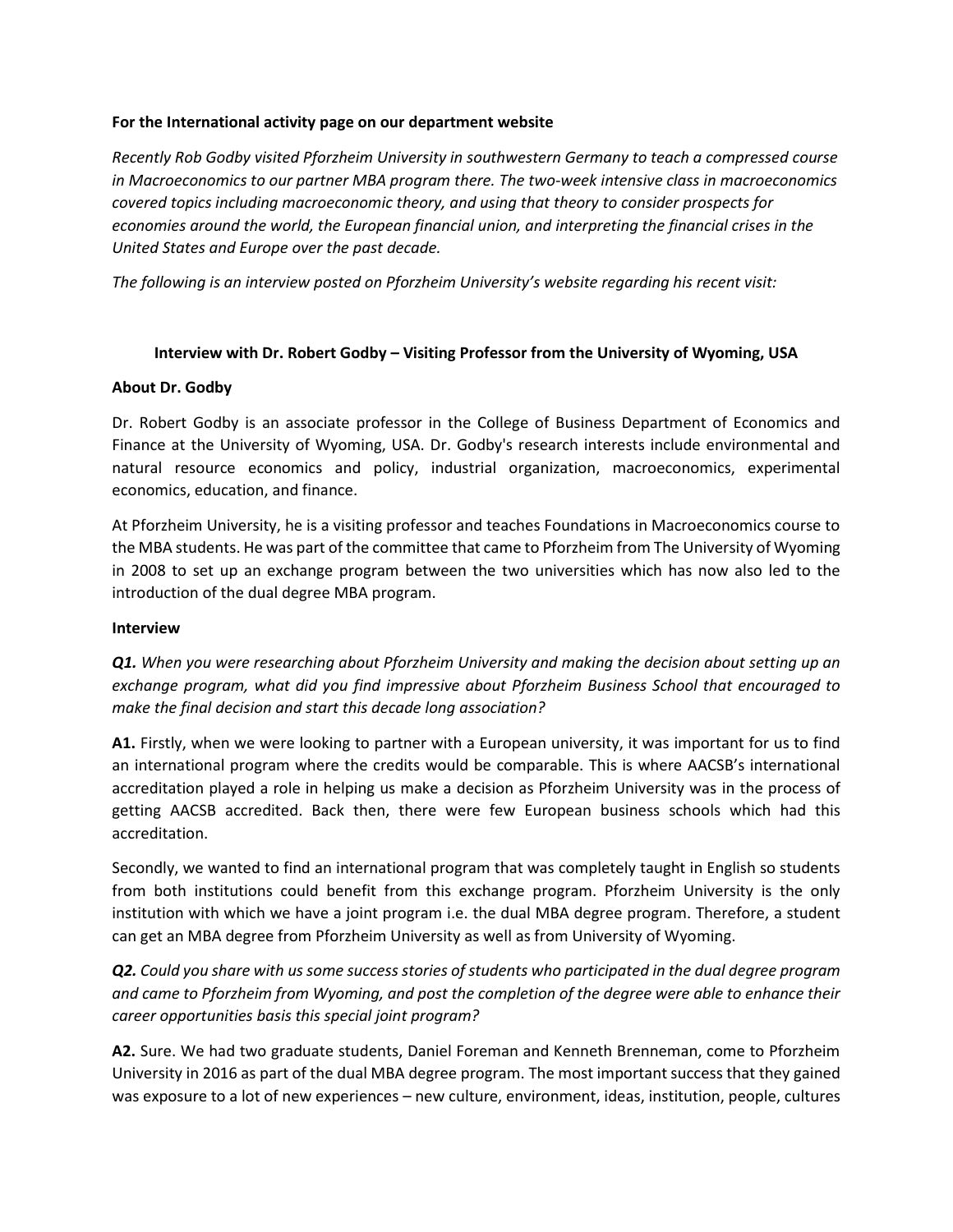**For the International activity page on our department website**

*Recently Rob Godby visited Pforzheim University in southwestern Germany to teach a compressed course in Macroeconomics to our partner MBA program there. The two-week intensive class in macroeconomics covered topics including macroeconomic theory, and using that theory to consider prospects for economies around the world, the European financial union, and interpreting the financial crises in the United States and Europe over the past decade.*

*The following is an interview posted on Pforzheim University's website regarding his recent visit:*

## Interview with Dr. Robert Godby – Visiting Professor from the University of Wyoming, USA

**About Dr. Godby**

Dr. Robert Godby is an associate professor in the College of Business Department of Economics and Finance at the University of Wyoming, USA. Dr. Godby's research interests include environmental and natural resource economics and policy, industrial organization, macroeconomics, experimental economics, education, and finance.

At Pforzheim University, he is a visiting professor and teaches Foundations in Macroeconomics course to the MBA students. He was part of the committee that came to Pforzheim from The University of Wyoming in 2008 to set up an exchange program between the two universities which has now also led to the introduction of the dual degree MBA program.

**Interview**

***Q1.*** *When you were researching about Pforzheim University and making the decision about setting up an exchange program, what did you find impressive about Pforzheim Business School that encouraged to make the final decision and start this decade long association?*

**A1.** Firstly, when we were looking to partner with a European university, it was important for us to find an international program where the credits would be comparable. This is where AACSB's international accreditation played a role in helping us make a decision as Pforzheim University was in the process of getting AACSB accredited. Back then, there were few European business schools which had this accreditation.

Secondly, we wanted to find an international program that was completely taught in English so students from both institutions could benefit from this exchange program. Pforzheim University is the only institution with which we have a joint program i.e. the dual MBA degree program. Therefore, a student can get an MBA degree from Pforzheim University as well as from University of Wyoming.

***Q2.*** *Could you share with us some success stories of students who participated in the dual degree program and came to Pforzheim from Wyoming, and post the completion of the degree were able to enhance their career opportunities basis this special joint program?*

**A2.** Sure. We had two graduate students, Daniel Foreman and Kenneth Brenneman, come to Pforzheim University in 2016 as part of the dual MBA degree program. The most important success that they gained was exposure to a lot of new experiences – new culture, environment, ideas, institution, people, cultures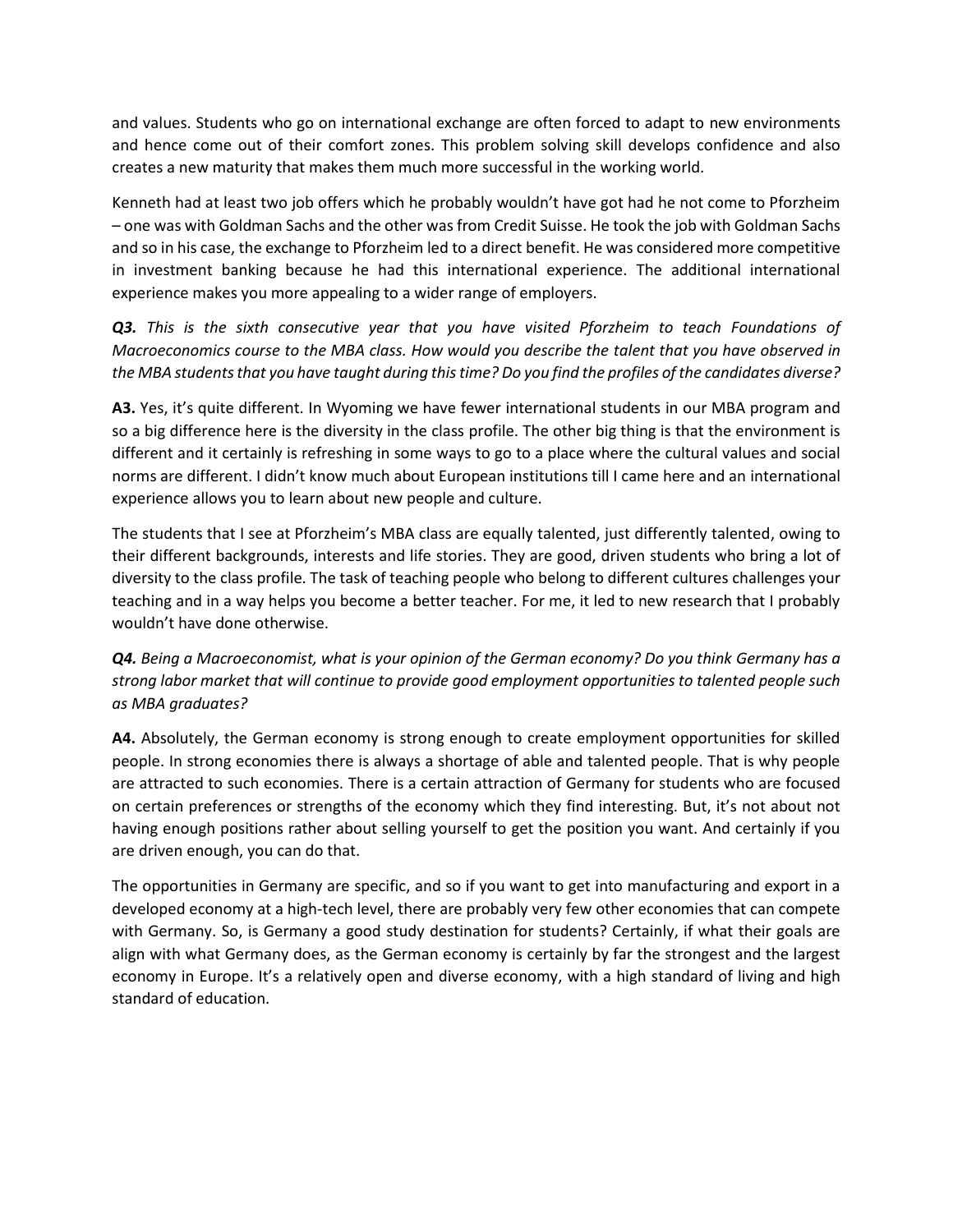and values. Students who go on international exchange are often forced to adapt to new environments and hence come out of their comfort zones. This problem solving skill develops confidence and also creates a new maturity that makes them much more successful in the working world.

Kenneth had at least two job offers which he probably wouldn't have got had he not come to Pforzheim – one was with Goldman Sachs and the other was from Credit Suisse. He took the job with Goldman Sachs and so in his case, the exchange to Pforzheim led to a direct benefit. He was considered more competitive in investment banking because he had this international experience. The additional international experience makes you more appealing to a wider range of employers.

***Q3.*** *This is the sixth consecutive year that you have visited Pforzheim to teach Foundations of Macroeconomics course to the MBA class. How would you describe the talent that you have observed in the MBA students that you have taught during this time? Do you find the profiles of the candidates diverse?*

**A3.** Yes, it's quite different. In Wyoming we have fewer international students in our MBA program and so a big difference here is the diversity in the class profile. The other big thing is that the environment is different and it certainly is refreshing in some ways to go to a place where the cultural values and social norms are different. I didn't know much about European institutions till I came here and an international experience allows you to learn about new people and culture.

The students that I see at Pforzheim's MBA class are equally talented, just differently talented, owing to their different backgrounds, interests and life stories. They are good, driven students who bring a lot of diversity to the class profile. The task of teaching people who belong to different cultures challenges your teaching and in a way helps you become a better teacher. For me, it led to new research that I probably wouldn't have done otherwise.

***Q4.*** *Being a Macroeconomist, what is your opinion of the German economy? Do you think Germany has a strong labor market that will continue to provide good employment opportunities to talented people such as MBA graduates?*

**A4.** Absolutely, the German economy is strong enough to create employment opportunities for skilled people. In strong economies there is always a shortage of able and talented people. That is why people are attracted to such economies. There is a certain attraction of Germany for students who are focused on certain preferences or strengths of the economy which they find interesting. But, it's not about not having enough positions rather about selling yourself to get the position you want. And certainly if you are driven enough, you can do that.

The opportunities in Germany are specific, and so if you want to get into manufacturing and export in a developed economy at a high-tech level, there are probably very few other economies that can compete with Germany. So, is Germany a good study destination for students? Certainly, if what their goals are align with what Germany does, as the German economy is certainly by far the strongest and the largest economy in Europe. It's a relatively open and diverse economy, with a high standard of living and high standard of education.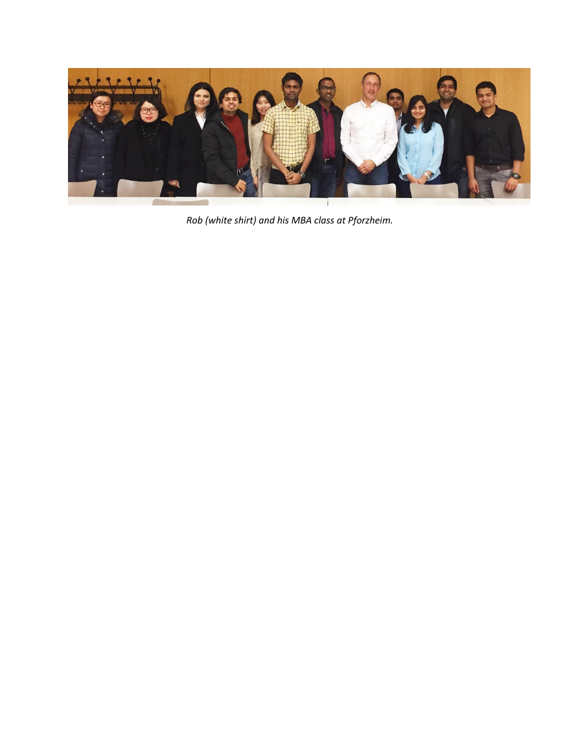*Rob (white shirt) and his MBA class at Pforzheim.*